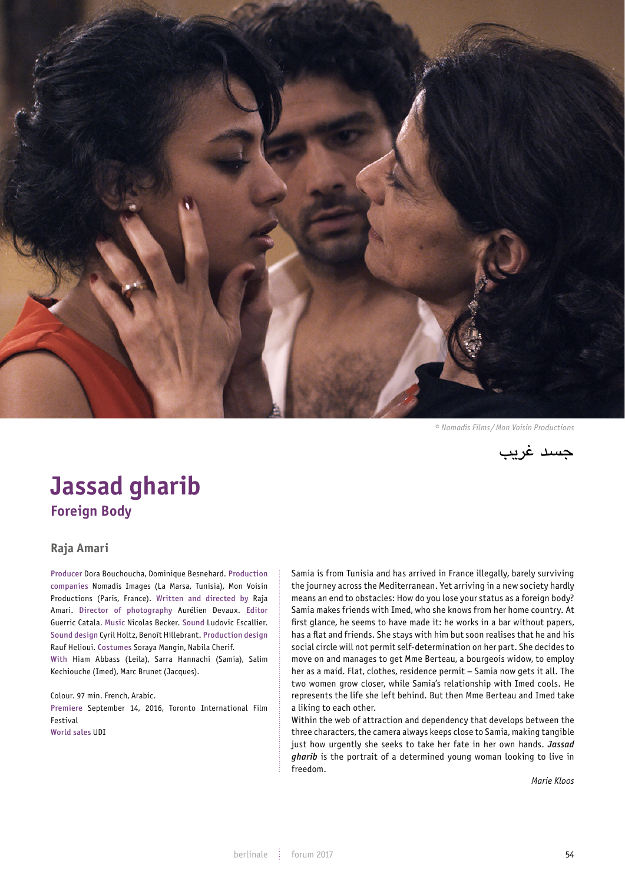© Nomadis Films / Mon Voisin Productions

جسد غريب

# Jassad gharib

## Foreign Body

### Raja Amari

Producer Dora Bouchoucha, Dominique Besnehard. Production companies Nomadis Images (La Marsa, Tunisia), Mon Voisin Productions (Paris, France). Written and directed by Raja Amari. Director of photography Aurélien Devaux. Editor Guerric Catala. Music Nicolas Becker. Sound Ludovic Escallier. Sound design Cyril Holtz, Benoît Hillebrant. Production design Rauf Helioui. Costumes Soraya Mangin, Nabila Cherif.
With Hiam Abbass (Leila), Sarra Hannachi (Samia), Salim Kechiouche (Imed), Marc Brunet (Jacques).

Colour. 97 min. French, Arabic.
Premiere September 14, 2016, Toronto International Film Festival
World sales UDI

Samia is from Tunisia and has arrived in France illegally, barely surviving the journey across the Mediterranean. Yet arriving in a new society hardly means an end to obstacles: How do you lose your status as a foreign body? Samia makes friends with Imed, who she knows from her home country. At first glance, he seems to have made it: he works in a bar without papers, has a flat and friends. She stays with him but soon realises that he and his social circle will not permit self-determination on her part. She decides to move on and manages to get Mme Berteau, a bourgeois widow, to employ her as a maid. Flat, clothes, residence permit – Samia now gets it all. The two women grow closer, while Samia's relationship with Imed cools. He represents the life she left behind. But then Mme Berteau and Imed take a liking to each other.
Within the web of attraction and dependency that develops between the three characters, the camera always keeps close to Samia, making tangible just how urgently she seeks to take her fate in her own hands. ***Jassad gharib*** is the portrait of a determined young woman looking to live in freedom.

*Marie Kloos*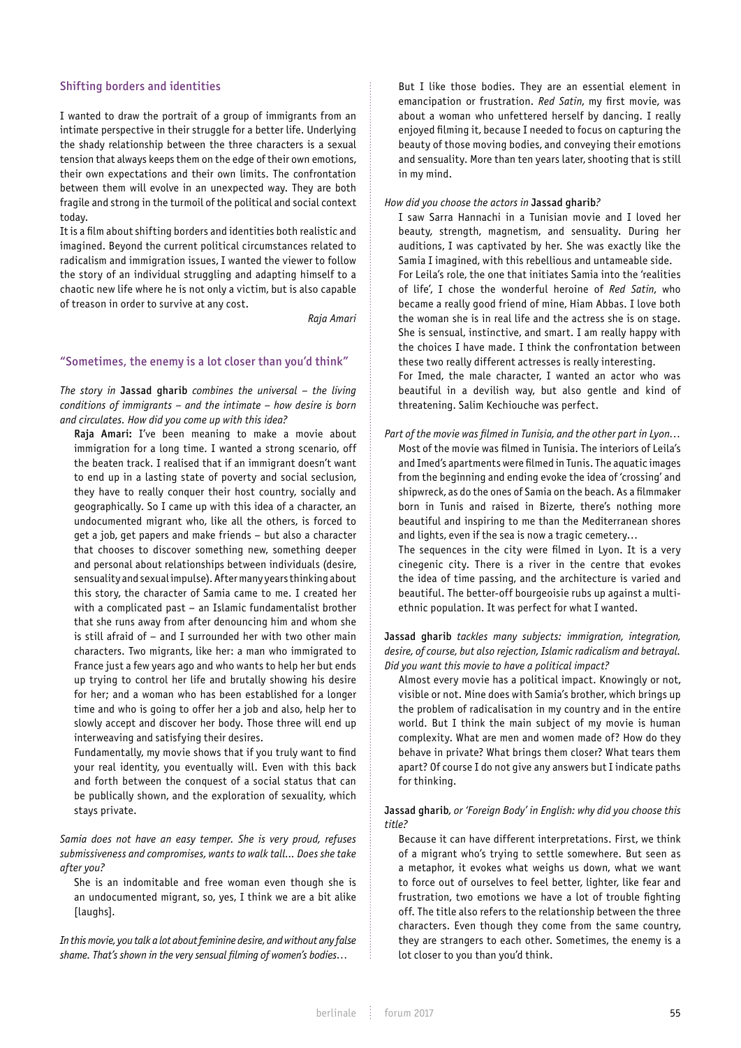## Shifting borders and identities

I wanted to draw the portrait of a group of immigrants from an intimate perspective in their struggle for a better life. Underlying the shady relationship between the three characters is a sexual tension that always keeps them on the edge of their own emotions, their own expectations and their own limits. The confrontation between them will evolve in an unexpected way. They are both fragile and strong in the turmoil of the political and social context today.

It is a film about shifting borders and identities both realistic and imagined. Beyond the current political circumstances related to radicalism and immigration issues, I wanted the viewer to follow the story of an individual struggling and adapting himself to a chaotic new life where he is not only a victim, but is also capable of treason in order to survive at any cost.

*Raja Amari*

## "Sometimes, the enemy is a lot closer than you'd think"

*The story in* **Jassad gharib** *combines the universal – the living conditions of immigrants – and the intimate – how desire is born and circulates. How did you come up with this idea?*

**Raja Amari:** I've been meaning to make a movie about immigration for a long time. I wanted a strong scenario, off the beaten track. I realised that if an immigrant doesn't want to end up in a lasting state of poverty and social seclusion, they have to really conquer their host country, socially and geographically. So I came up with this idea of a character, an undocumented migrant who, like all the others, is forced to get a job, get papers and make friends – but also a character that chooses to discover something new, something deeper and personal about relationships between individuals (desire, sensuality and sexual impulse). After many years thinking about this story, the character of Samia came to me. I created her with a complicated past – an Islamic fundamentalist brother that she runs away from after denouncing him and whom she is still afraid of – and I surrounded her with two other main characters. Two migrants, like her: a man who immigrated to France just a few years ago and who wants to help her but ends up trying to control her life and brutally showing his desire for her; and a woman who has been established for a longer time and who is going to offer her a job and also, help her to slowly accept and discover her body. Those three will end up interweaving and satisfying their desires.

Fundamentally, my movie shows that if you truly want to find your real identity, you eventually will. Even with this back and forth between the conquest of a social status that can be publically shown, and the exploration of sexuality, which stays private.

*Samia does not have an easy temper. She is very proud, refuses submissiveness and compromises, wants to walk tall… Does she take after you?*

She is an indomitable and free woman even though she is an undocumented migrant, so, yes, I think we are a bit alike [laughs].

*In this movie, you talk a lot about feminine desire, and without any false shame. That's shown in the very sensual filming of women's bodies…*

But I like those bodies. They are an essential element in emancipation or frustration. *Red Satin*, my first movie, was about a woman who unfettered herself by dancing. I really enjoyed filming it, because I needed to focus on capturing the beauty of those moving bodies, and conveying their emotions and sensuality. More than ten years later, shooting that is still in my mind.

*How did you choose the actors in* **Jassad gharib***?*

I saw Sarra Hannachi in a Tunisian movie and I loved her beauty, strength, magnetism, and sensuality. During her auditions, I was captivated by her. She was exactly like the Samia I imagined, with this rebellious and untameable side.

For Leila's role, the one that initiates Samia into the 'realities of life', I chose the wonderful heroine of *Red Satin*, who became a really good friend of mine, Hiam Abbas. I love both the woman she is in real life and the actress she is on stage. She is sensual, instinctive, and smart. I am really happy with the choices I have made. I think the confrontation between these two really different actresses is really interesting.

For Imed, the male character, I wanted an actor who was beautiful in a devilish way, but also gentle and kind of threatening. Salim Kechiouche was perfect.

*Part of the movie was filmed in Tunisia, and the other part in Lyon…*

Most of the movie was filmed in Tunisia. The interiors of Leila's and Imed's apartments were filmed in Tunis. The aquatic images from the beginning and ending evoke the idea of 'crossing' and shipwreck, as do the ones of Samia on the beach. As a filmmaker born in Tunis and raised in Bizerte, there's nothing more beautiful and inspiring to me than the Mediterranean shores and lights, even if the sea is now a tragic cemetery…

The sequences in the city were filmed in Lyon. It is a very cinegenic city. There is a river in the centre that evokes the idea of time passing, and the architecture is varied and beautiful. The better-off bourgeoisie rubs up against a multi-ethnic population. It was perfect for what I wanted.

**Jassad gharib** *tackles many subjects: immigration, integration, desire, of course, but also rejection, Islamic radicalism and betrayal. Did you want this movie to have a political impact?*

Almost every movie has a political impact. Knowingly or not, visible or not. Mine does with Samia's brother, which brings up the problem of radicalisation in my country and in the entire world. But I think the main subject of my movie is human complexity. What are men and women made of? How do they behave in private? What brings them closer? What tears them apart? Of course I do not give any answers but I indicate paths for thinking.

**Jassad gharib***, or 'Foreign Body' in English: why did you choose this title?*

Because it can have different interpretations. First, we think of a migrant who's trying to settle somewhere. But seen as a metaphor, it evokes what weighs us down, what we want to force out of ourselves to feel better, lighter, like fear and frustration, two emotions we have a lot of trouble fighting off. The title also refers to the relationship between the three characters. Even though they come from the same country, they are strangers to each other. Sometimes, the enemy is a lot closer to you than you'd think.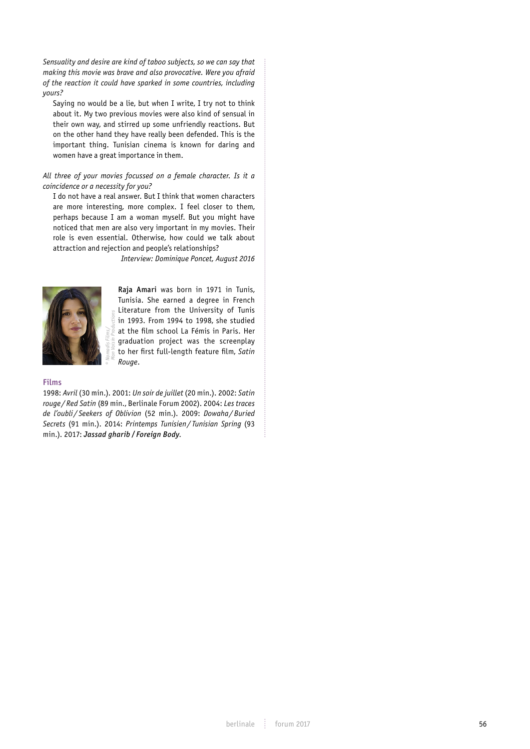*Sensuality and desire are kind of taboo subjects, so we can say that making this movie was brave and also provocative. Were you afraid of the reaction it could have sparked in some countries, including yours?*

Saying no would be a lie, but when I write, I try not to think about it. My two previous movies were also kind of sensual in their own way, and stirred up some unfriendly reactions. But on the other hand they have really been defended. This is the important thing. Tunisian cinema is known for daring and women have a great importance in them.

*All three of your movies focussed on a female character. Is it a coincidence or a necessity for you?*

I do not have a real answer. But I think that women characters are more interesting, more complex. I feel closer to them, perhaps because I am a woman myself. But you might have noticed that men are also very important in my movies. Their role is even essential. Otherwise, how could we talk about attraction and rejection and people's relationships?

*Interview: Dominique Poncet, August 2016*

© Nomadis Films / Mon Voisin Productions

**Raja Amari** was born in 1971 in Tunis, Tunisia. She earned a degree in French Literature from the University of Tunis in 1993. From 1994 to 1998, she studied at the film school La Fémis in Paris. Her graduation project was the screenplay to her first full-length feature film, *Satin Rouge*.

### Films

1998: *Avril* (30 min.). 2001: *Un soir de juillet* (20 min.). 2002: *Satin rouge / Red Satin* (89 min., Berlinale Forum 2002). 2004: *Les traces de l'oubli / Seekers of Oblivion* (52 min.). 2009: *Dowaha / Buried Secrets* (91 min.). 2014: *Printemps Tunisien / Tunisian Spring* (93 min.). 2017: ***Jassad gharib / Foreign Body***.